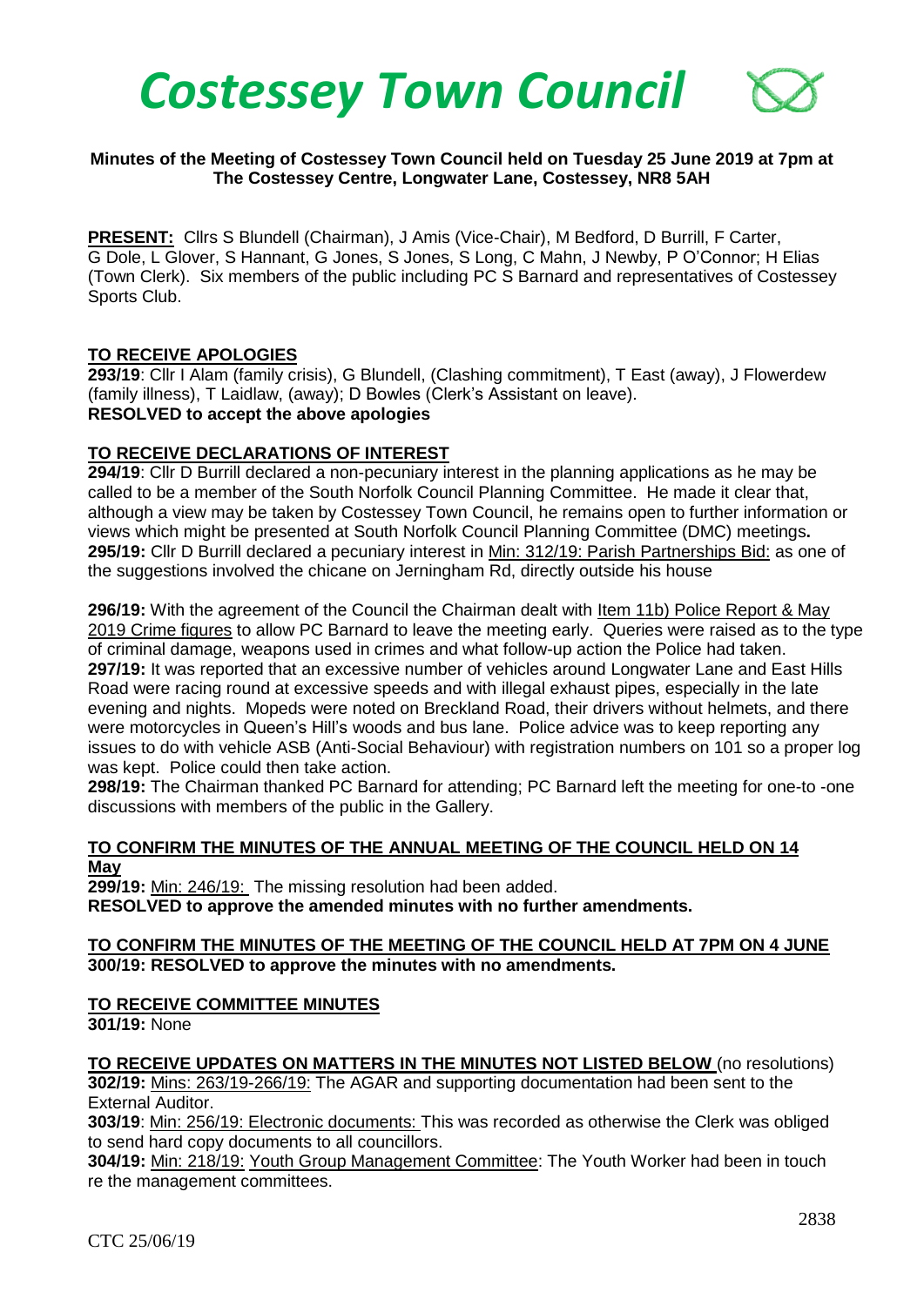# *Costessey Town Council*

**Minutes of the Meeting of Costessey Town Council held on Tuesday 25 June 2019 at 7pm at The Costessey Centre, Longwater Lane, Costessey, NR8 5AH**

**PRESENT:** Cllrs S Blundell (Chairman), J Amis (Vice-Chair), M Bedford, D Burrill, F Carter, G Dole, L Glover, S Hannant, G Jones, S Jones, S Long, C Mahn, J Newby, P O'Connor; H Elias (Town Clerk). Six members of the public including PC S Barnard and representatives of Costessey Sports Club.

**TO RECEIVE APOLOGIES**

**293/19**: Cllr I Alam (family crisis), G Blundell, (Clashing commitment), T East (away), J Flowerdew (family illness), T Laidlaw, (away); D Bowles (Clerk's Assistant on leave).
**RESOLVED to accept the above apologies**

**TO RECEIVE DECLARATIONS OF INTEREST**

**294/19**: Cllr D Burrill declared a non-pecuniary interest in the planning applications as he may be called to be a member of the South Norfolk Council Planning Committee. He made it clear that, although a view may be taken by Costessey Town Council, he remains open to further information or views which might be presented at South Norfolk Council Planning Committee (DMC) meetings**.**
**295/19:** Cllr D Burrill declared a pecuniary interest in Min: 312/19: Parish Partnerships Bid: as one of the suggestions involved the chicane on Jerningham Rd, directly outside his house

**296/19:** With the agreement of the Council the Chairman dealt with Item 11b) Police Report & May 2019 Crime figures to allow PC Barnard to leave the meeting early. Queries were raised as to the type of criminal damage, weapons used in crimes and what follow-up action the Police had taken.
**297/19:** It was reported that an excessive number of vehicles around Longwater Lane and East Hills Road were racing round at excessive speeds and with illegal exhaust pipes, especially in the late evening and nights. Mopeds were noted on Breckland Road, their drivers without helmets, and there were motorcycles in Queen's Hill's woods and bus lane. Police advice was to keep reporting any issues to do with vehicle ASB (Anti-Social Behaviour) with registration numbers on 101 so a proper log was kept. Police could then take action.
**298/19:** The Chairman thanked PC Barnard for attending; PC Barnard left the meeting for one-to -one discussions with members of the public in the Gallery.

**TO CONFIRM THE MINUTES OF THE ANNUAL MEETING OF THE COUNCIL HELD ON 14 May**

**299/19:** Min: 246/19: The missing resolution had been added.
**RESOLVED to approve the amended minutes with no further amendments.**

**TO CONFIRM THE MINUTES OF THE MEETING OF THE COUNCIL HELD AT 7PM ON 4 JUNE**

**300/19: RESOLVED to approve the minutes with no amendments.**

**TO RECEIVE COMMITTEE MINUTES**

**301/19:** None

**TO RECEIVE UPDATES ON MATTERS IN THE MINUTES NOT LISTED BELOW** (no resolutions)

**302/19:** Mins: 263/19-266/19: The AGAR and supporting documentation had been sent to the External Auditor.
**303/19**: Min: 256/19: Electronic documents: This was recorded as otherwise the Clerk was obliged to send hard copy documents to all councillors.
**304/19:** Min: 218/19: Youth Group Management Committee: The Youth Worker had been in touch re the management committees.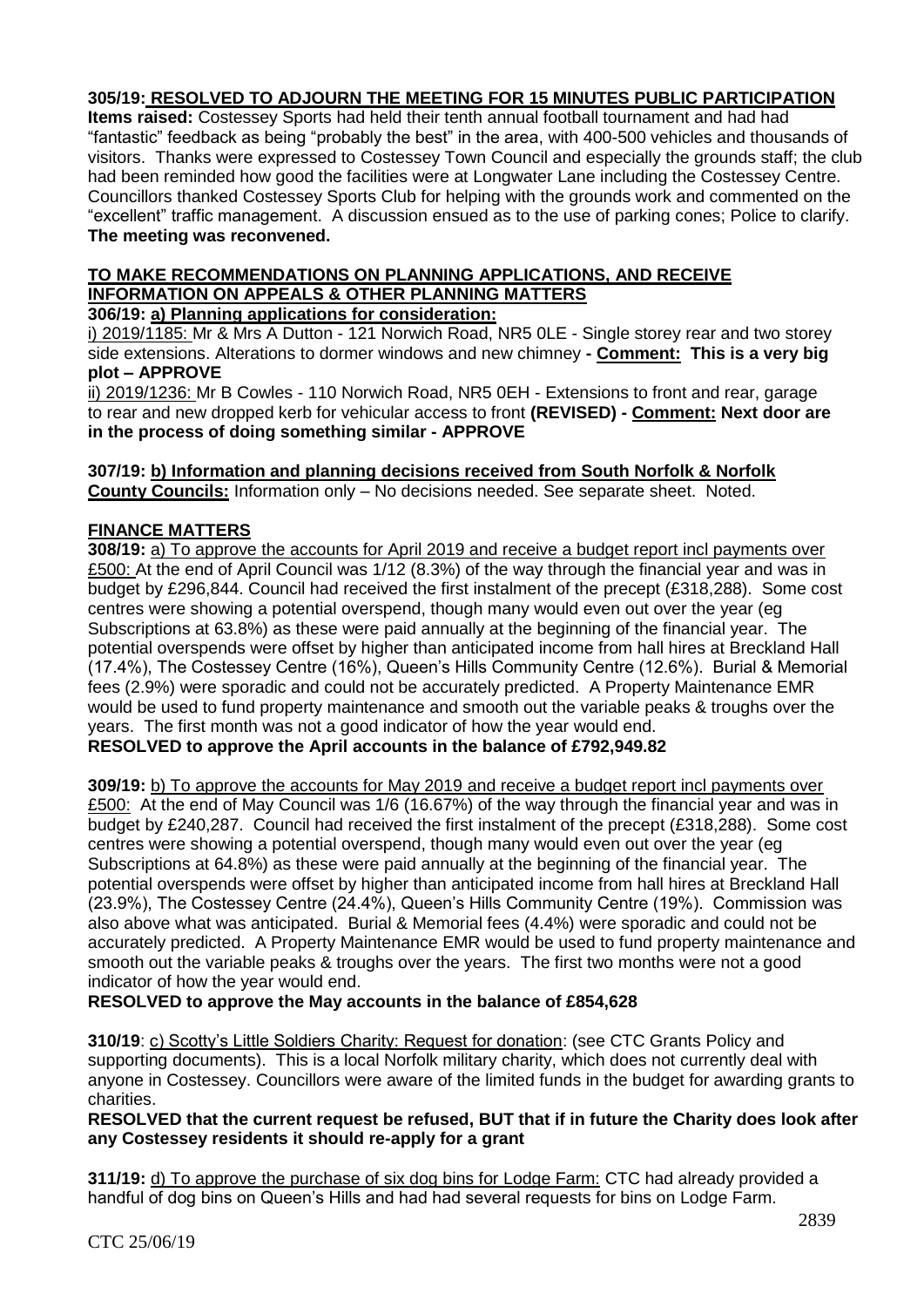**305/19: RESOLVED TO ADJOURN THE MEETING FOR 15 MINUTES PUBLIC PARTICIPATION**

**Items raised:** Costessey Sports had held their tenth annual football tournament and had had "fantastic" feedback as being "probably the best" in the area, with 400-500 vehicles and thousands of visitors. Thanks were expressed to Costessey Town Council and especially the grounds staff; the club had been reminded how good the facilities were at Longwater Lane including the Costessey Centre. Councillors thanked Costessey Sports Club for helping with the grounds work and commented on the "excellent" traffic management. A discussion ensued as to the use of parking cones; Police to clarify.

**The meeting was reconvened.**

**TO MAKE RECOMMENDATIONS ON PLANNING APPLICATIONS, AND RECEIVE INFORMATION ON APPEALS & OTHER PLANNING MATTERS**

**306/19: a) Planning applications for consideration:**

i) 2019/1185: Mr & Mrs A Dutton - 121 Norwich Road, NR5 0LE - Single storey rear and two storey side extensions. Alterations to dormer windows and new chimney **- Comment: This is a very big plot – APPROVE**

ii) 2019/1236: Mr B Cowles - 110 Norwich Road, NR5 0EH - Extensions to front and rear, garage to rear and new dropped kerb for vehicular access to front **(REVISED) - Comment: Next door are in the process of doing something similar - APPROVE**

**307/19: b) Information and planning decisions received from South Norfolk & Norfolk County Councils:** Information only – No decisions needed. See separate sheet. Noted.

**FINANCE MATTERS**

**308/19:** a) To approve the accounts for April 2019 and receive a budget report incl payments over £500: At the end of April Council was 1/12 (8.3%) of the way through the financial year and was in budget by £296,844. Council had received the first instalment of the precept (£318,288). Some cost centres were showing a potential overspend, though many would even out over the year (eg Subscriptions at 63.8%) as these were paid annually at the beginning of the financial year. The potential overspends were offset by higher than anticipated income from hall hires at Breckland Hall (17.4%), The Costessey Centre (16%), Queen's Hills Community Centre (12.6%). Burial & Memorial fees (2.9%) were sporadic and could not be accurately predicted. A Property Maintenance EMR would be used to fund property maintenance and smooth out the variable peaks & troughs over the years. The first month was not a good indicator of how the year would end.

**RESOLVED to approve the April accounts in the balance of £792,949.82**

**309/19:** b) To approve the accounts for May 2019 and receive a budget report incl payments over £500: At the end of May Council was 1/6 (16.67%) of the way through the financial year and was in budget by £240,287. Council had received the first instalment of the precept (£318,288). Some cost centres were showing a potential overspend, though many would even out over the year (eg Subscriptions at 64.8%) as these were paid annually at the beginning of the financial year. The potential overspends were offset by higher than anticipated income from hall hires at Breckland Hall (23.9%), The Costessey Centre (24.4%), Queen's Hills Community Centre (19%). Commission was also above what was anticipated. Burial & Memorial fees (4.4%) were sporadic and could not be accurately predicted. A Property Maintenance EMR would be used to fund property maintenance and smooth out the variable peaks & troughs over the years. The first two months were not a good indicator of how the year would end.

**RESOLVED to approve the May accounts in the balance of £854,628**

**310/19**: c) Scotty's Little Soldiers Charity: Request for donation: (see CTC Grants Policy and supporting documents). This is a local Norfolk military charity, which does not currently deal with anyone in Costessey. Councillors were aware of the limited funds in the budget for awarding grants to charities.

**RESOLVED that the current request be refused, BUT that if in future the Charity does look after any Costessey residents it should re-apply for a grant**

**311/19:** d) To approve the purchase of six dog bins for Lodge Farm: CTC had already provided a handful of dog bins on Queen's Hills and had had several requests for bins on Lodge Farm.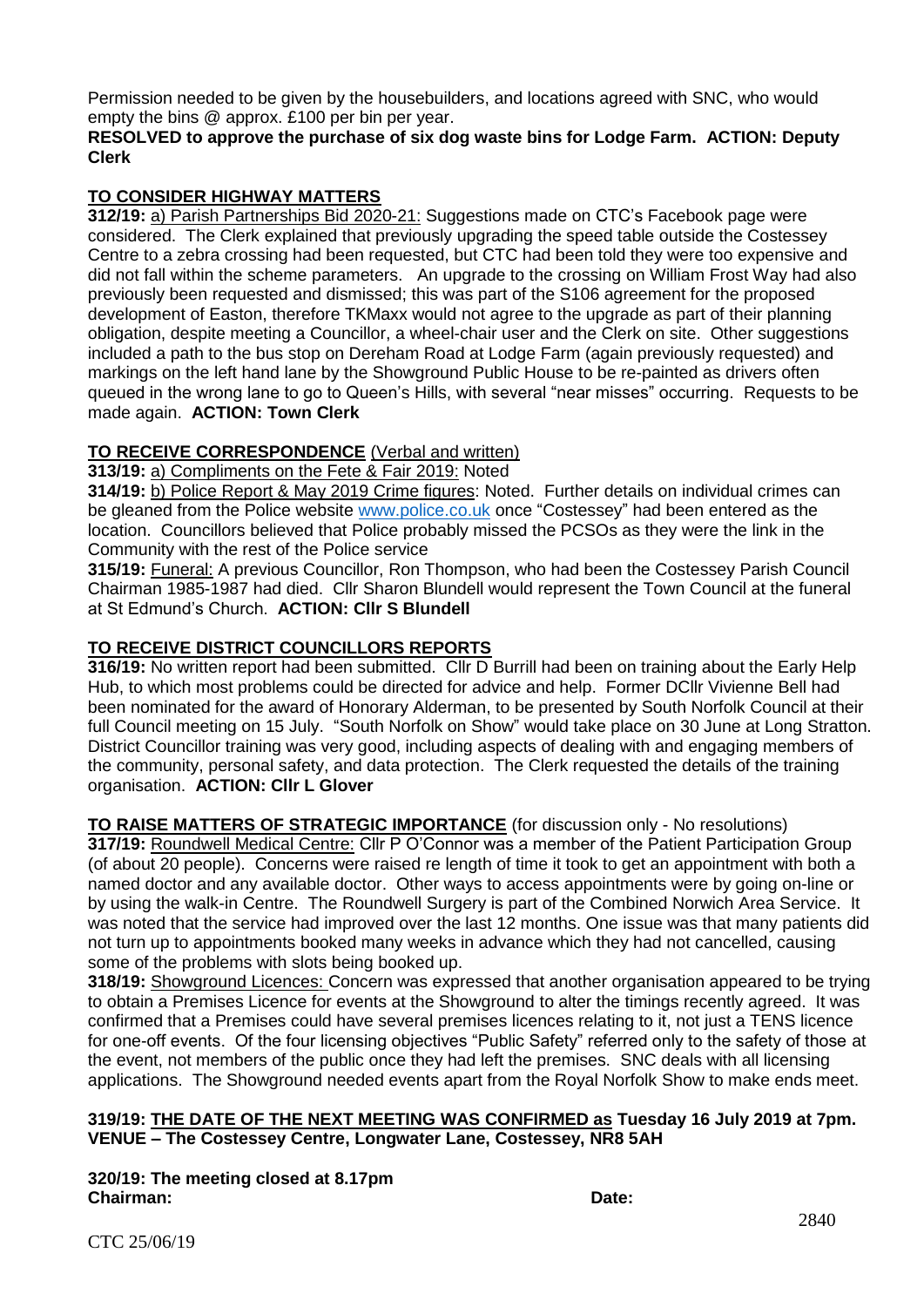Permission needed to be given by the housebuilders, and locations agreed with SNC, who would empty the bins @ approx. £100 per bin per year.

**RESOLVED to approve the purchase of six dog waste bins for Lodge Farm. ACTION: Deputy Clerk**

**TO CONSIDER HIGHWAY MATTERS**

**312/19:** a) Parish Partnerships Bid 2020-21: Suggestions made on CTC's Facebook page were considered. The Clerk explained that previously upgrading the speed table outside the Costessey Centre to a zebra crossing had been requested, but CTC had been told they were too expensive and did not fall within the scheme parameters. An upgrade to the crossing on William Frost Way had also previously been requested and dismissed; this was part of the S106 agreement for the proposed development of Easton, therefore TKMaxx would not agree to the upgrade as part of their planning obligation, despite meeting a Councillor, a wheel-chair user and the Clerk on site. Other suggestions included a path to the bus stop on Dereham Road at Lodge Farm (again previously requested) and markings on the left hand lane by the Showground Public House to be re-painted as drivers often queued in the wrong lane to go to Queen's Hills, with several "near misses" occurring. Requests to be made again. **ACTION: Town Clerk**

**TO RECEIVE CORRESPONDENCE** (Verbal and written)

**313/19:** a) Compliments on the Fete & Fair 2019: Noted

**314/19:** b) Police Report & May 2019 Crime figures: Noted. Further details on individual crimes can be gleaned from the Police website www.police.co.uk once "Costessey" had been entered as the location. Councillors believed that Police probably missed the PCSOs as they were the link in the Community with the rest of the Police service

**315/19:** Funeral: A previous Councillor, Ron Thompson, who had been the Costessey Parish Council Chairman 1985-1987 had died. Cllr Sharon Blundell would represent the Town Council at the funeral at St Edmund's Church. **ACTION: Cllr S Blundell**

**TO RECEIVE DISTRICT COUNCILLORS REPORTS**

**316/19:** No written report had been submitted. Cllr D Burrill had been on training about the Early Help Hub, to which most problems could be directed for advice and help. Former DCllr Vivienne Bell had been nominated for the award of Honorary Alderman, to be presented by South Norfolk Council at their full Council meeting on 15 July. "South Norfolk on Show" would take place on 30 June at Long Stratton. District Councillor training was very good, including aspects of dealing with and engaging members of the community, personal safety, and data protection. The Clerk requested the details of the training organisation. **ACTION: Cllr L Glover**

**TO RAISE MATTERS OF STRATEGIC IMPORTANCE** (for discussion only - No resolutions)

**317/19:** Roundwell Medical Centre: Cllr P O'Connor was a member of the Patient Participation Group (of about 20 people). Concerns were raised re length of time it took to get an appointment with both a named doctor and any available doctor. Other ways to access appointments were by going on-line or by using the walk-in Centre. The Roundwell Surgery is part of the Combined Norwich Area Service. It was noted that the service had improved over the last 12 months. One issue was that many patients did not turn up to appointments booked many weeks in advance which they had not cancelled, causing some of the problems with slots being booked up.

**318/19:** Showground Licences: Concern was expressed that another organisation appeared to be trying to obtain a Premises Licence for events at the Showground to alter the timings recently agreed. It was confirmed that a Premises could have several premises licences relating to it, not just a TENS licence for one-off events. Of the four licensing objectives "Public Safety" referred only to the safety of those at the event, not members of the public once they had left the premises. SNC deals with all licensing applications. The Showground needed events apart from the Royal Norfolk Show to make ends meet.

**319/19: THE DATE OF THE NEXT MEETING WAS CONFIRMED as Tuesday 16 July 2019 at 7pm. VENUE – The Costessey Centre, Longwater Lane, Costessey, NR8 5AH**

**320/19: The meeting closed at 8.17pm**

**Chairman:** **Date:**

CTC 25/06/19